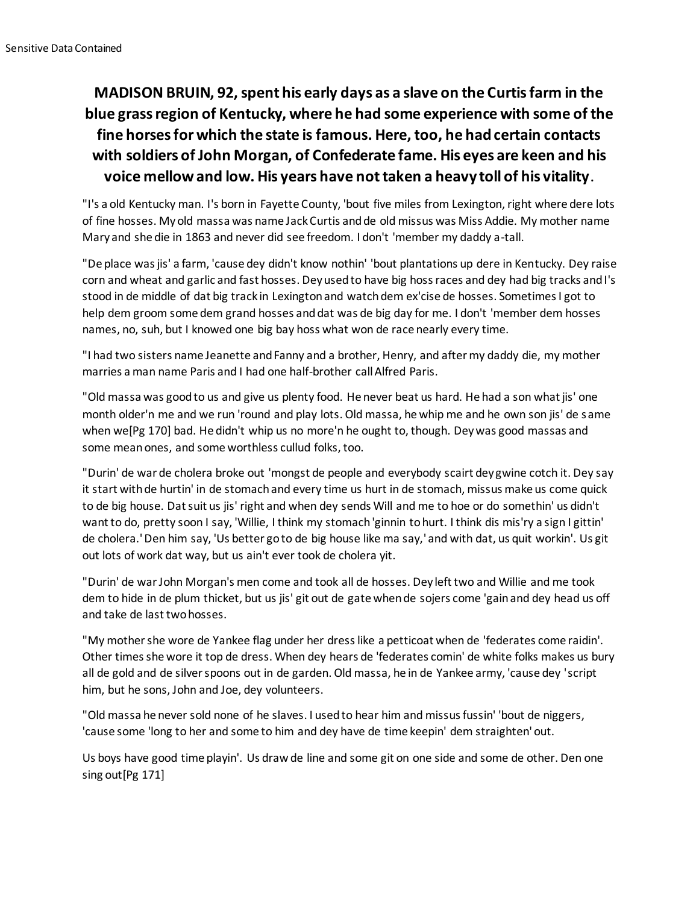Sensitive Data Contained

**MADISON BRUIN, 92, spent his early days as a slave on the Curtis farm in the blue grass region of Kentucky, where he had some experience with some of the fine horses for which the state is famous. Here, too, he had certain contacts with soldiers of John Morgan, of Confederate fame. His eyes are keen and his voice mellow and low. His years have not taken a heavy toll of his vitality**.

"I's a old Kentucky man. I's born in Fayette County, 'bout five miles from Lexington, right where dere lots of fine hosses. My old massa was name Jack Curtis and de old missus was Miss Addie. My mother name Mary and she die in 1863 and never did see freedom. I don't 'member my daddy a-tall.

"De place was jis' a farm, 'cause dey didn't know nothin' 'bout plantations up dere in Kentucky. Dey raise corn and wheat and garlic and fast hosses. Dey used to have big hoss races and dey had big tracks and I's stood in de middle of dat big track in Lexington and watch dem ex'cise de hosses. Sometimes I got to help dem groom some dem grand hosses and dat was de big day for me. I don't 'member dem hosses names, no, suh, but I knowed one big bay hoss what won de race nearly every time.

"I had two sisters name Jeanette and Fanny and a brother, Henry, and after my daddy die, my mother marries a man name Paris and I had one half-brother call Alfred Paris.

"Old massa was good to us and give us plenty food. He never beat us hard. He had a son what jis' one month older'n me and we run 'round and play lots. Old massa, he whip me and he own son jis' de same when we[Pg 170] bad. He didn't whip us no more'n he ought to, though. Dey was good massas and some mean ones, and some worthless cullud folks, too.

"Durin' de war de cholera broke out 'mongst de people and everybody scairt dey gwine cotch it. Dey say it start with de hurtin' in de stomach and every time us hurt in de stomach, missus make us come quick to de big house. Dat suit us jis' right and when dey sends Will and me to hoe or do somethin' us didn't want to do, pretty soon I say, 'Willie, I think my stomach 'ginnin to hurt. I think dis mis'ry a sign I gittin' de cholera.' Den him say, 'Us better go to de big house like ma say,' and with dat, us quit workin'. Us git out lots of work dat way, but us ain't ever took de cholera yit.

"Durin' de war John Morgan's men come and took all de hosses. Dey left two and Willie and me took dem to hide in de plum thicket, but us jis' git out de gate when de sojers come 'gain and dey head us off and take de last two hosses.

"My mother she wore de Yankee flag under her dress like a petticoat when de 'federates come raidin'. Other times she wore it top de dress. When dey hears de 'federates comin' de white folks makes us bury all de gold and de silver spoons out in de garden. Old massa, he in de Yankee army, 'cause dey 'script him, but he sons, John and Joe, dey volunteers.

"Old massa he never sold none of he slaves. I used to hear him and missus fussin' 'bout de niggers, 'cause some 'long to her and some to him and dey have de time keepin' dem straighten' out.

Us boys have good time playin'. Us draw de line and some git on one side and some de other. Den one sing out[Pg 171]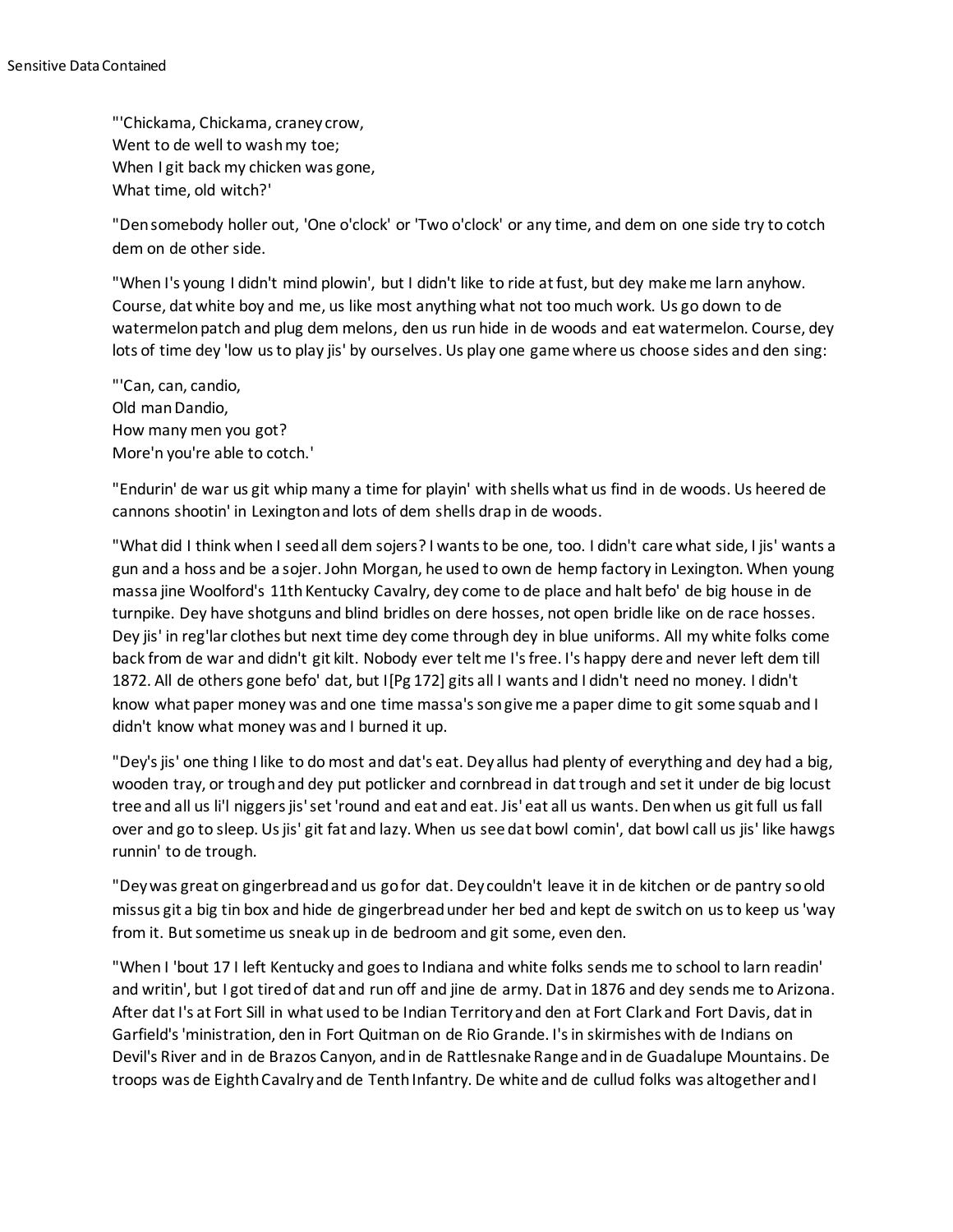"'Chickama, Chickama, craney crow,
Went to de well to wash my toe;
When I git back my chicken was gone,
What time, old witch?'

"Den somebody holler out, 'One o'clock' or 'Two o'clock' or any time, and dem on one side try to cotch dem on de other side.

"When I's young I didn't mind plowin', but I didn't like to ride at fust, but dey make me larn anyhow. Course, dat white boy and me, us like most anything what not too much work. Us go down to de watermelon patch and plug dem melons, den us run hide in de woods and eat watermelon. Course, dey lots of time dey 'low us to play jis' by ourselves. Us play one game where us choose sides and den sing:

"'Can, can, candio,
Old man Dandio,
How many men you got?
More'n you're able to cotch.'

"Endurin' de war us git whip many a time for playin' with shells what us find in de woods. Us heered de cannons shootin' in Lexington and lots of dem shells drap in de woods.

"What did I think when I seed all dem sojers? I wants to be one, too. I didn't care what side, I jis' wants a gun and a hoss and be a sojer. John Morgan, he used to own de hemp factory in Lexington. When young massa jine Woolford's 11th Kentucky Cavalry, dey come to de place and halt befo' de big house in de turnpike. Dey have shotguns and blind bridles on dere hosses, not open bridle like on de race hosses. Dey jis' in reg'lar clothes but next time dey come through dey in blue uniforms. All my white folks come back from de war and didn't git kilt. Nobody ever telt me I's free. I's happy dere and never left dem till 1872. All de others gone befo' dat, but I[Pg 172] gits all I wants and I didn't need no money. I didn't know what paper money was and one time massa's son give me a paper dime to git some squab and I didn't know what money was and I burned it up.

"Dey's jis' one thing I like to do most and dat's eat. Dey allus had plenty of everything and dey had a big, wooden tray, or trough and dey put potlicker and cornbread in dat trough and set it under de big locust tree and all us li'l niggers jis' set 'round and eat and eat. Jis' eat all us wants. Den when us git full us fall over and go to sleep. Us jis' git fat and lazy. When us see dat bowl comin', dat bowl call us jis' like hawgs runnin' to de trough.

"Dey was great on gingerbread and us go for dat. Dey couldn't leave it in de kitchen or de pantry so old missus git a big tin box and hide de gingerbread under her bed and kept de switch on us to keep us 'way from it. But sometime us sneak up in de bedroom and git some, even den.

"When I 'bout 17 I left Kentucky and goes to Indiana and white folks sends me to school to larn readin' and writin', but I got tired of dat and run off and jine de army. Dat in 1876 and dey sends me to Arizona. After dat I's at Fort Sill in what used to be Indian Territory and den at Fort Clark and Fort Davis, dat in Garfield's 'ministration, den in Fort Quitman on de Rio Grande. I's in skirmishes with de Indians on Devil's River and in de Brazos Canyon, and in de Rattlesnake Range and in de Guadalupe Mountains. De troops was de Eighth Cavalry and de Tenth Infantry. De white and de cullud folks was altogether and I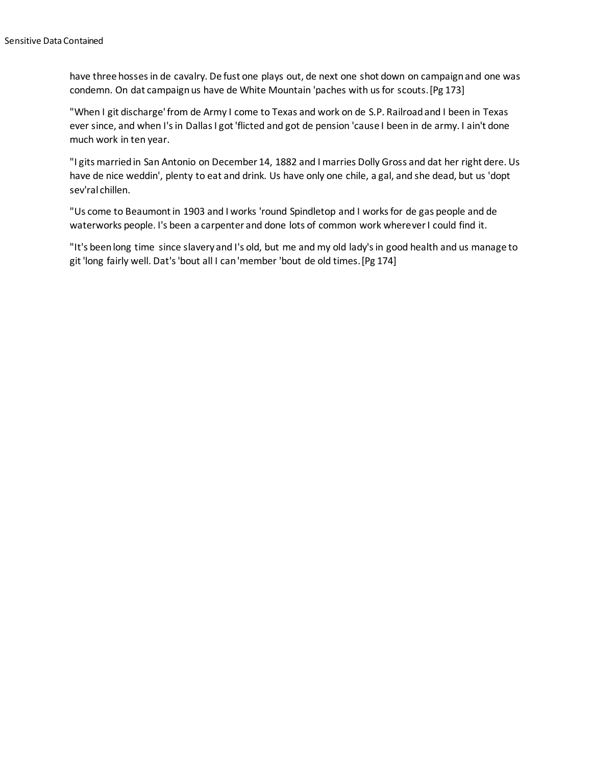have three hosses in de cavalry. De fust one plays out, de next one shot down on campaign and one was condemn. On dat campaign us have de White Mountain 'paches with us for scouts. [Pg 173]

"When I git discharge' from de Army I come to Texas and work on de S.P. Railroad and I been in Texas ever since, and when I's in Dallas I got 'flicted and got de pension 'cause I been in de army. I ain't done much work in ten year.

"I gits married in San Antonio on December 14, 1882 and I marries Dolly Gross and dat her right dere. Us have de nice weddin', plenty to eat and drink. Us have only one chile, a gal, and she dead, but us 'dopt sev'ral chillen.

"Us come to Beaumont in 1903 and I works 'round Spindletop and I works for de gas people and de waterworks people. I's been a carpenter and done lots of common work wherever I could find it.

"It's been long time since slavery and I's old, but me and my old lady's in good health and us manage to git 'long fairly well. Dat's 'bout all I can 'member 'bout de old times. [Pg 174]